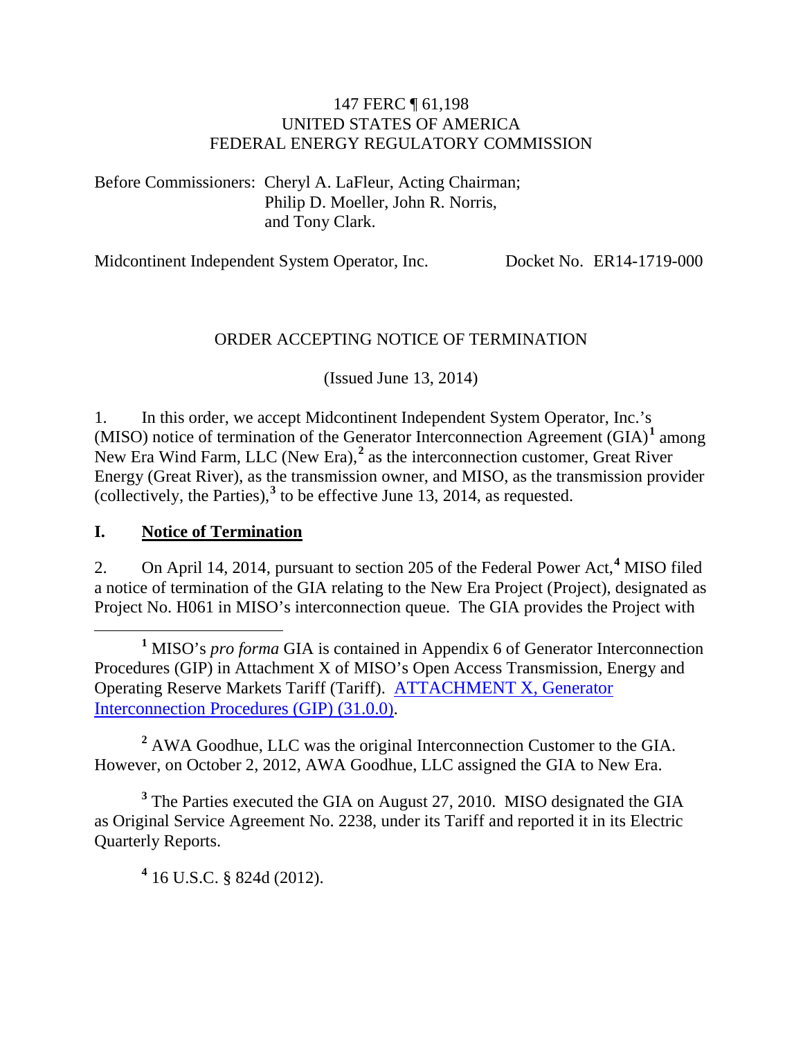147 FERC ¶ 61,198
UNITED STATES OF AMERICA
FEDERAL ENERGY REGULATORY COMMISSION

Before Commissioners: Cheryl A. LaFleur, Acting Chairman;
Philip D. Moeller, John R. Norris,
and Tony Clark.

Midcontinent Independent System Operator, Inc. Docket No. ER14-1719-000

ORDER ACCEPTING NOTICE OF TERMINATION

(Issued June 13, 2014)

1. In this order, we accept Midcontinent Independent System Operator, Inc.'s (MISO) notice of termination of the Generator Interconnection Agreement (GIA)[1] among New Era Wind Farm, LLC (New Era),[2] as the interconnection customer, Great River Energy (Great River), as the transmission owner, and MISO, as the transmission provider (collectively, the Parties),[3] to be effective June 13, 2014, as requested.

## I. Notice of Termination

2. On April 14, 2014, pursuant to section 205 of the Federal Power Act,[4] MISO filed a notice of termination of the GIA relating to the New Era Project (Project), designated as Project No. H061 in MISO's interconnection queue. The GIA provides the Project with

---

[1] MISO's *pro forma* GIA is contained in Appendix 6 of Generator Interconnection Procedures (GIP) in Attachment X of MISO's Open Access Transmission, Energy and Operating Reserve Markets Tariff (Tariff). ATTACHMENT X, Generator Interconnection Procedures (GIP) (31.0.0).

[2] AWA Goodhue, LLC was the original Interconnection Customer to the GIA. However, on October 2, 2012, AWA Goodhue, LLC assigned the GIA to New Era.

[3] The Parties executed the GIA on August 27, 2010. MISO designated the GIA as Original Service Agreement No. 2238, under its Tariff and reported it in its Electric Quarterly Reports.

[4] 16 U.S.C. § 824d (2012).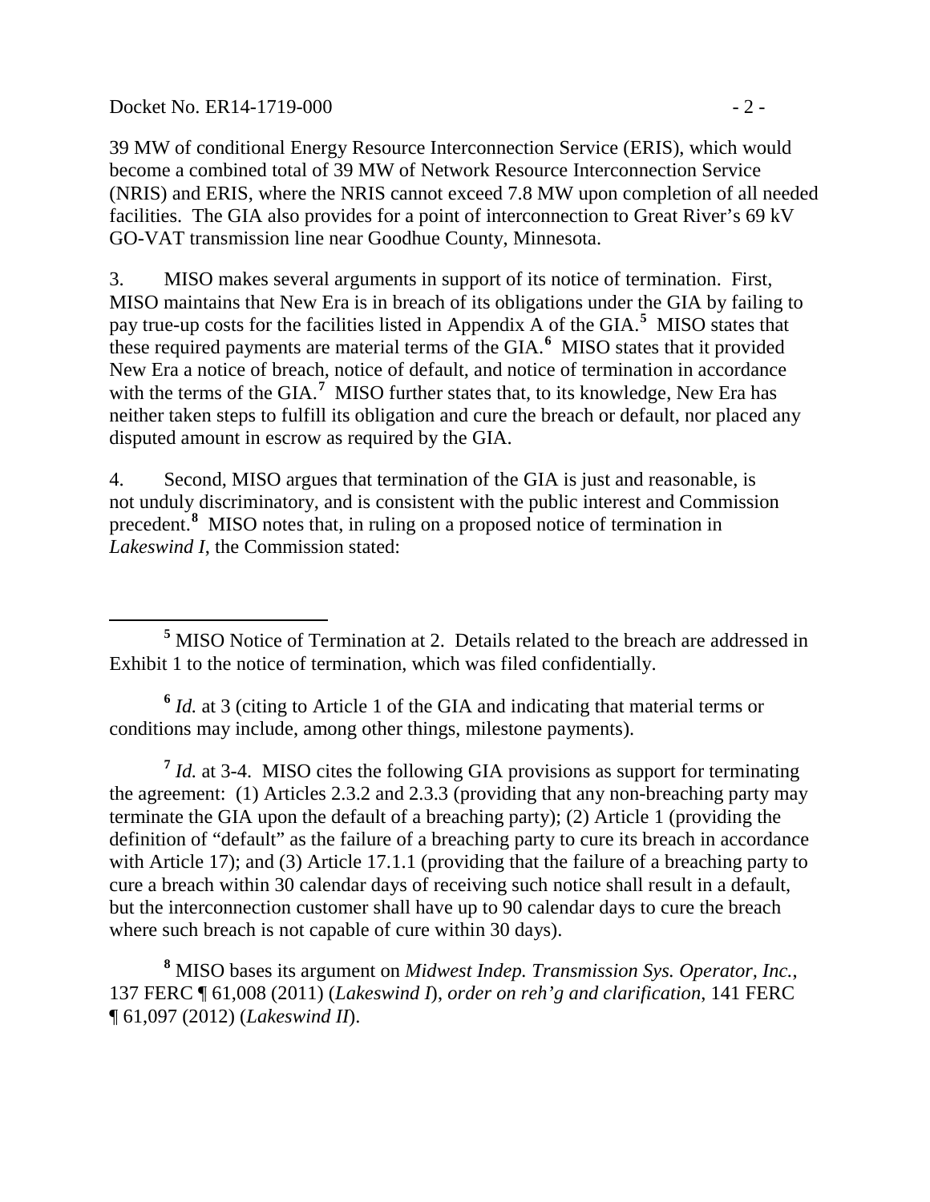39 MW of conditional Energy Resource Interconnection Service (ERIS), which would become a combined total of 39 MW of Network Resource Interconnection Service (NRIS) and ERIS, where the NRIS cannot exceed 7.8 MW upon completion of all needed facilities. The GIA also provides for a point of interconnection to Great River's 69 kV GO-VAT transmission line near Goodhue County, Minnesota.

3. MISO makes several arguments in support of its notice of termination. First, MISO maintains that New Era is in breach of its obligations under the GIA by failing to pay true-up costs for the facilities listed in Appendix A of the GIA.[5] MISO states that these required payments are material terms of the GIA.[6] MISO states that it provided New Era a notice of breach, notice of default, and notice of termination in accordance with the terms of the GIA.[7] MISO further states that, to its knowledge, New Era has neither taken steps to fulfill its obligation and cure the breach or default, nor placed any disputed amount in escrow as required by the GIA.

4. Second, MISO argues that termination of the GIA is just and reasonable, is not unduly discriminatory, and is consistent with the public interest and Commission precedent.[8] MISO notes that, in ruling on a proposed notice of termination in *Lakeswind I*, the Commission stated:

---

[5] MISO Notice of Termination at 2. Details related to the breach are addressed in Exhibit 1 to the notice of termination, which was filed confidentially.

[6] *Id.* at 3 (citing to Article 1 of the GIA and indicating that material terms or conditions may include, among other things, milestone payments).

[7] *Id.* at 3-4. MISO cites the following GIA provisions as support for terminating the agreement: (1) Articles 2.3.2 and 2.3.3 (providing that any non-breaching party may terminate the GIA upon the default of a breaching party); (2) Article 1 (providing the definition of "default" as the failure of a breaching party to cure its breach in accordance with Article 17); and (3) Article 17.1.1 (providing that the failure of a breaching party to cure a breach within 30 calendar days of receiving such notice shall result in a default, but the interconnection customer shall have up to 90 calendar days to cure the breach where such breach is not capable of cure within 30 days).

[8] MISO bases its argument on *Midwest Indep. Transmission Sys. Operator, Inc.*, 137 FERC ¶ 61,008 (2011) (*Lakeswind I*), *order on reh'g and clarification*, 141 FERC ¶ 61,097 (2012) (*Lakeswind II*).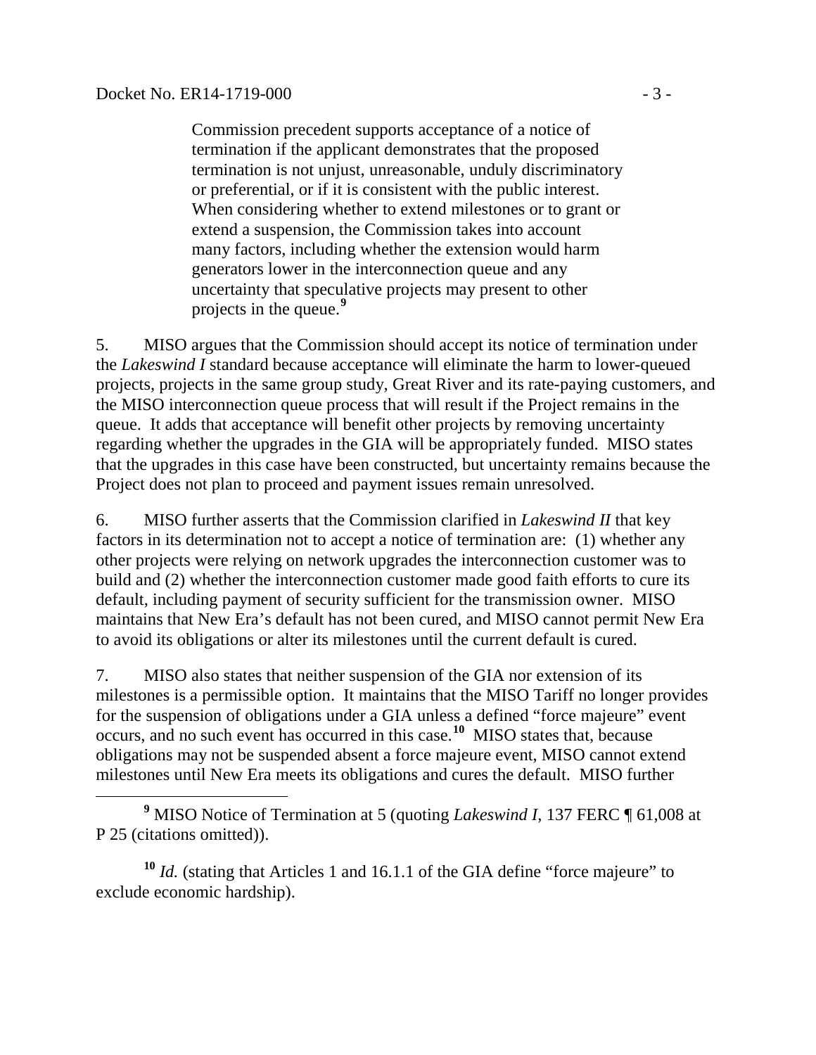> Commission precedent supports acceptance of a notice of termination if the applicant demonstrates that the proposed termination is not unjust, unreasonable, unduly discriminatory or preferential, or if it is consistent with the public interest. When considering whether to extend milestones or to grant or extend a suspension, the Commission takes into account many factors, including whether the extension would harm generators lower in the interconnection queue and any uncertainty that speculative projects may present to other projects in the queue.[9]

5. MISO argues that the Commission should accept its notice of termination under the *Lakeswind I* standard because acceptance will eliminate the harm to lower-queued projects, projects in the same group study, Great River and its rate-paying customers, and the MISO interconnection queue process that will result if the Project remains in the queue. It adds that acceptance will benefit other projects by removing uncertainty regarding whether the upgrades in the GIA will be appropriately funded. MISO states that the upgrades in this case have been constructed, but uncertainty remains because the Project does not plan to proceed and payment issues remain unresolved.

6. MISO further asserts that the Commission clarified in *Lakeswind II* that key factors in its determination not to accept a notice of termination are: (1) whether any other projects were relying on network upgrades the interconnection customer was to build and (2) whether the interconnection customer made good faith efforts to cure its default, including payment of security sufficient for the transmission owner. MISO maintains that New Era's default has not been cured, and MISO cannot permit New Era to avoid its obligations or alter its milestones until the current default is cured.

7. MISO also states that neither suspension of the GIA nor extension of its milestones is a permissible option. It maintains that the MISO Tariff no longer provides for the suspension of obligations under a GIA unless a defined "force majeure" event occurs, and no such event has occurred in this case.[10] MISO states that, because obligations may not be suspended absent a force majeure event, MISO cannot extend milestones until New Era meets its obligations and cures the default. MISO further

---

[9] MISO Notice of Termination at 5 (quoting *Lakeswind I*, 137 FERC ¶ 61,008 at P 25 (citations omitted)).

[10] *Id.* (stating that Articles 1 and 16.1.1 of the GIA define "force majeure" to exclude economic hardship).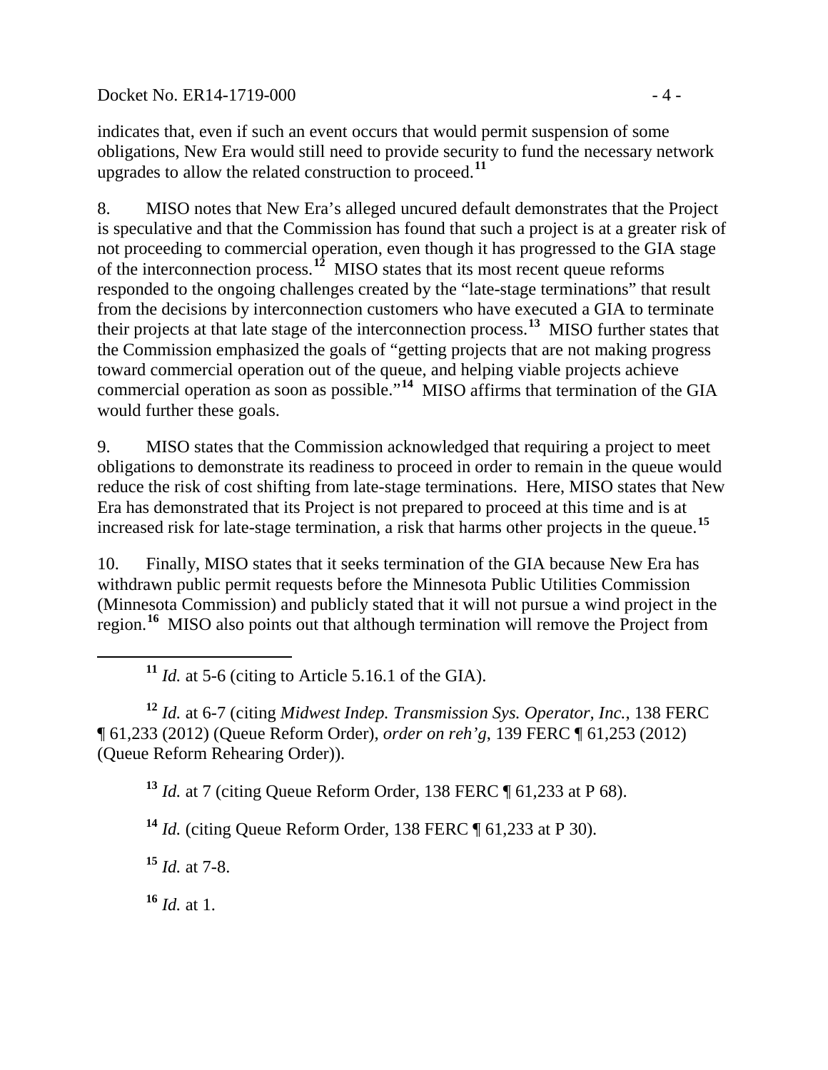indicates that, even if such an event occurs that would permit suspension of some obligations, New Era would still need to provide security to fund the necessary network upgrades to allow the related construction to proceed.[11]

8. MISO notes that New Era's alleged uncured default demonstrates that the Project is speculative and that the Commission has found that such a project is at a greater risk of not proceeding to commercial operation, even though it has progressed to the GIA stage of the interconnection process.[12] MISO states that its most recent queue reforms responded to the ongoing challenges created by the "late-stage terminations" that result from the decisions by interconnection customers who have executed a GIA to terminate their projects at that late stage of the interconnection process.[13] MISO further states that the Commission emphasized the goals of "getting projects that are not making progress toward commercial operation out of the queue, and helping viable projects achieve commercial operation as soon as possible."[14] MISO affirms that termination of the GIA would further these goals.

9. MISO states that the Commission acknowledged that requiring a project to meet obligations to demonstrate its readiness to proceed in order to remain in the queue would reduce the risk of cost shifting from late-stage terminations. Here, MISO states that New Era has demonstrated that its Project is not prepared to proceed at this time and is at increased risk for late-stage termination, a risk that harms other projects in the queue.[15]

10. Finally, MISO states that it seeks termination of the GIA because New Era has withdrawn public permit requests before the Minnesota Public Utilities Commission (Minnesota Commission) and publicly stated that it will not pursue a wind project in the region.[16] MISO also points out that although termination will remove the Project from

---

[11] *Id.* at 5-6 (citing to Article 5.16.1 of the GIA).

[12] *Id.* at 6-7 (citing *Midwest Indep. Transmission Sys. Operator, Inc.*, 138 FERC ¶ 61,233 (2012) (Queue Reform Order), *order on reh'g*, 139 FERC ¶ 61,253 (2012) (Queue Reform Rehearing Order)).

[13] *Id.* at 7 (citing Queue Reform Order, 138 FERC ¶ 61,233 at P 68).

[14] *Id.* (citing Queue Reform Order, 138 FERC ¶ 61,233 at P 30).

[15] *Id.* at 7-8.

[16] *Id.* at 1.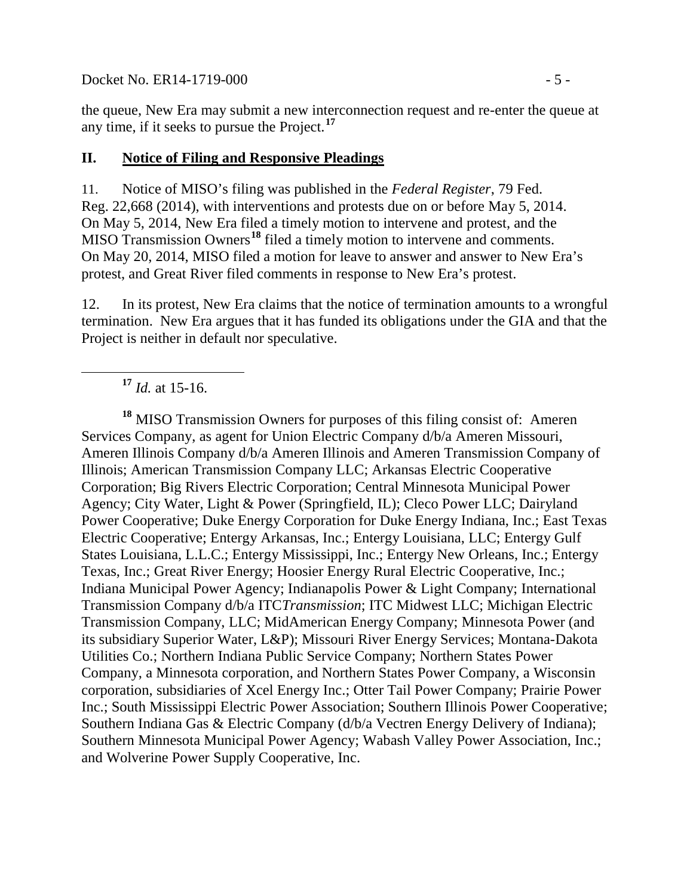the queue, New Era may submit a new interconnection request and re-enter the queue at any time, if it seeks to pursue the Project.[17]

## II. Notice of Filing and Responsive Pleadings

11. Notice of MISO's filing was published in the *Federal Register*, 79 Fed. Reg. 22,668 (2014), with interventions and protests due on or before May 5, 2014. On May 5, 2014, New Era filed a timely motion to intervene and protest, and the MISO Transmission Owners[18] filed a timely motion to intervene and comments. On May 20, 2014, MISO filed a motion for leave to answer and answer to New Era's protest, and Great River filed comments in response to New Era's protest.

12. In its protest, New Era claims that the notice of termination amounts to a wrongful termination. New Era argues that it has funded its obligations under the GIA and that the Project is neither in default nor speculative.

---

[17] *Id.* at 15-16.

[18] MISO Transmission Owners for purposes of this filing consist of: Ameren Services Company, as agent for Union Electric Company d/b/a Ameren Missouri, Ameren Illinois Company d/b/a Ameren Illinois and Ameren Transmission Company of Illinois; American Transmission Company LLC; Arkansas Electric Cooperative Corporation; Big Rivers Electric Corporation; Central Minnesota Municipal Power Agency; City Water, Light & Power (Springfield, IL); Cleco Power LLC; Dairyland Power Cooperative; Duke Energy Corporation for Duke Energy Indiana, Inc.; East Texas Electric Cooperative; Entergy Arkansas, Inc.; Entergy Louisiana, LLC; Entergy Gulf States Louisiana, L.L.C.; Entergy Mississippi, Inc.; Entergy New Orleans, Inc.; Entergy Texas, Inc.; Great River Energy; Hoosier Energy Rural Electric Cooperative, Inc.; Indiana Municipal Power Agency; Indianapolis Power & Light Company; International Transmission Company d/b/a ITC*Transmission*; ITC Midwest LLC; Michigan Electric Transmission Company, LLC; MidAmerican Energy Company; Minnesota Power (and its subsidiary Superior Water, L&P); Missouri River Energy Services; Montana-Dakota Utilities Co.; Northern Indiana Public Service Company; Northern States Power Company, a Minnesota corporation, and Northern States Power Company, a Wisconsin corporation, subsidiaries of Xcel Energy Inc.; Otter Tail Power Company; Prairie Power Inc.; South Mississippi Electric Power Association; Southern Illinois Power Cooperative; Southern Indiana Gas & Electric Company (d/b/a Vectren Energy Delivery of Indiana); Southern Minnesota Municipal Power Agency; Wabash Valley Power Association, Inc.; and Wolverine Power Supply Cooperative, Inc.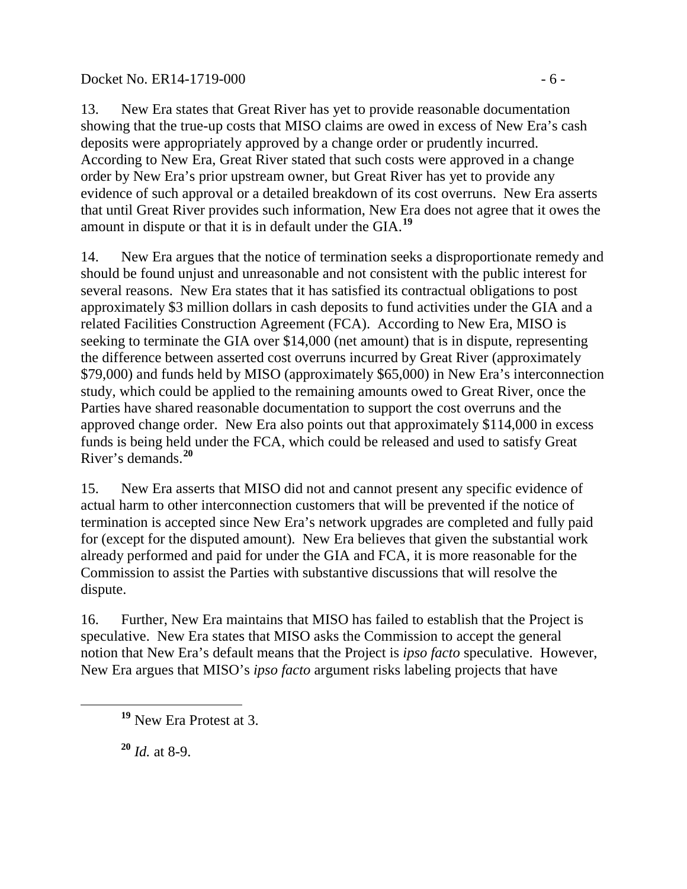13. New Era states that Great River has yet to provide reasonable documentation showing that the true-up costs that MISO claims are owed in excess of New Era's cash deposits were appropriately approved by a change order or prudently incurred. According to New Era, Great River stated that such costs were approved in a change order by New Era's prior upstream owner, but Great River has yet to provide any evidence of such approval or a detailed breakdown of its cost overruns. New Era asserts that until Great River provides such information, New Era does not agree that it owes the amount in dispute or that it is in default under the GIA.[19]

14. New Era argues that the notice of termination seeks a disproportionate remedy and should be found unjust and unreasonable and not consistent with the public interest for several reasons. New Era states that it has satisfied its contractual obligations to post approximately $3 million dollars in cash deposits to fund activities under the GIA and a related Facilities Construction Agreement (FCA). According to New Era, MISO is seeking to terminate the GIA over $14,000 (net amount) that is in dispute, representing the difference between asserted cost overruns incurred by Great River (approximately $79,000) and funds held by MISO (approximately $65,000) in New Era's interconnection study, which could be applied to the remaining amounts owed to Great River, once the Parties have shared reasonable documentation to support the cost overruns and the approved change order. New Era also points out that approximately $114,000 in excess funds is being held under the FCA, which could be released and used to satisfy Great River's demands.[20]

15. New Era asserts that MISO did not and cannot present any specific evidence of actual harm to other interconnection customers that will be prevented if the notice of termination is accepted since New Era's network upgrades are completed and fully paid for (except for the disputed amount). New Era believes that given the substantial work already performed and paid for under the GIA and FCA, it is more reasonable for the Commission to assist the Parties with substantive discussions that will resolve the dispute.

16. Further, New Era maintains that MISO has failed to establish that the Project is speculative. New Era states that MISO asks the Commission to accept the general notion that New Era's default means that the Project is *ipso facto* speculative. However, New Era argues that MISO's *ipso facto* argument risks labeling projects that have

---

[19] New Era Protest at 3.

[20] *Id.* at 8-9.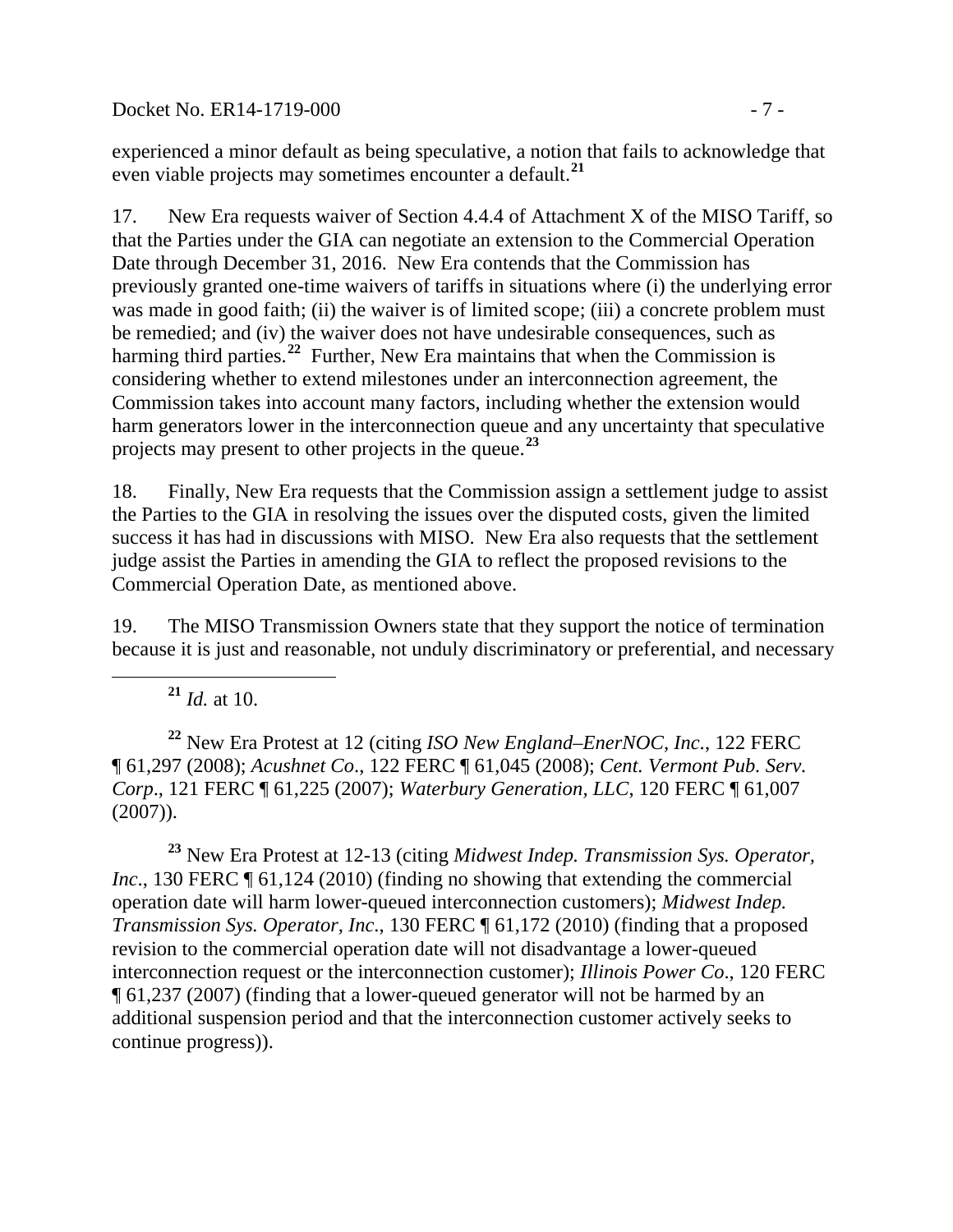experienced a minor default as being speculative, a notion that fails to acknowledge that even viable projects may sometimes encounter a default.[21]

17. New Era requests waiver of Section 4.4.4 of Attachment X of the MISO Tariff, so that the Parties under the GIA can negotiate an extension to the Commercial Operation Date through December 31, 2016. New Era contends that the Commission has previously granted one-time waivers of tariffs in situations where (i) the underlying error was made in good faith; (ii) the waiver is of limited scope; (iii) a concrete problem must be remedied; and (iv) the waiver does not have undesirable consequences, such as harming third parties.[22] Further, New Era maintains that when the Commission is considering whether to extend milestones under an interconnection agreement, the Commission takes into account many factors, including whether the extension would harm generators lower in the interconnection queue and any uncertainty that speculative projects may present to other projects in the queue.[23]

18. Finally, New Era requests that the Commission assign a settlement judge to assist the Parties to the GIA in resolving the issues over the disputed costs, given the limited success it has had in discussions with MISO. New Era also requests that the settlement judge assist the Parties in amending the GIA to reflect the proposed revisions to the Commercial Operation Date, as mentioned above.

19. The MISO Transmission Owners state that they support the notice of termination because it is just and reasonable, not unduly discriminatory or preferential, and necessary

---

[21] *Id.* at 10.

[22] New Era Protest at 12 (citing *ISO New England–EnerNOC, Inc.*, 122 FERC ¶ 61,297 (2008); *Acushnet Co*., 122 FERC ¶ 61,045 (2008); *Cent. Vermont Pub. Serv. Corp*., 121 FERC ¶ 61,225 (2007); *Waterbury Generation, LLC*, 120 FERC ¶ 61,007 (2007)).

[23] New Era Protest at 12-13 (citing *Midwest Indep. Transmission Sys. Operator, Inc*., 130 FERC ¶ 61,124 (2010) (finding no showing that extending the commercial operation date will harm lower-queued interconnection customers); *Midwest Indep. Transmission Sys. Operator, Inc*., 130 FERC ¶ 61,172 (2010) (finding that a proposed revision to the commercial operation date will not disadvantage a lower-queued interconnection request or the interconnection customer); *Illinois Power Co*., 120 FERC ¶ 61,237 (2007) (finding that a lower-queued generator will not be harmed by an additional suspension period and that the interconnection customer actively seeks to continue progress)).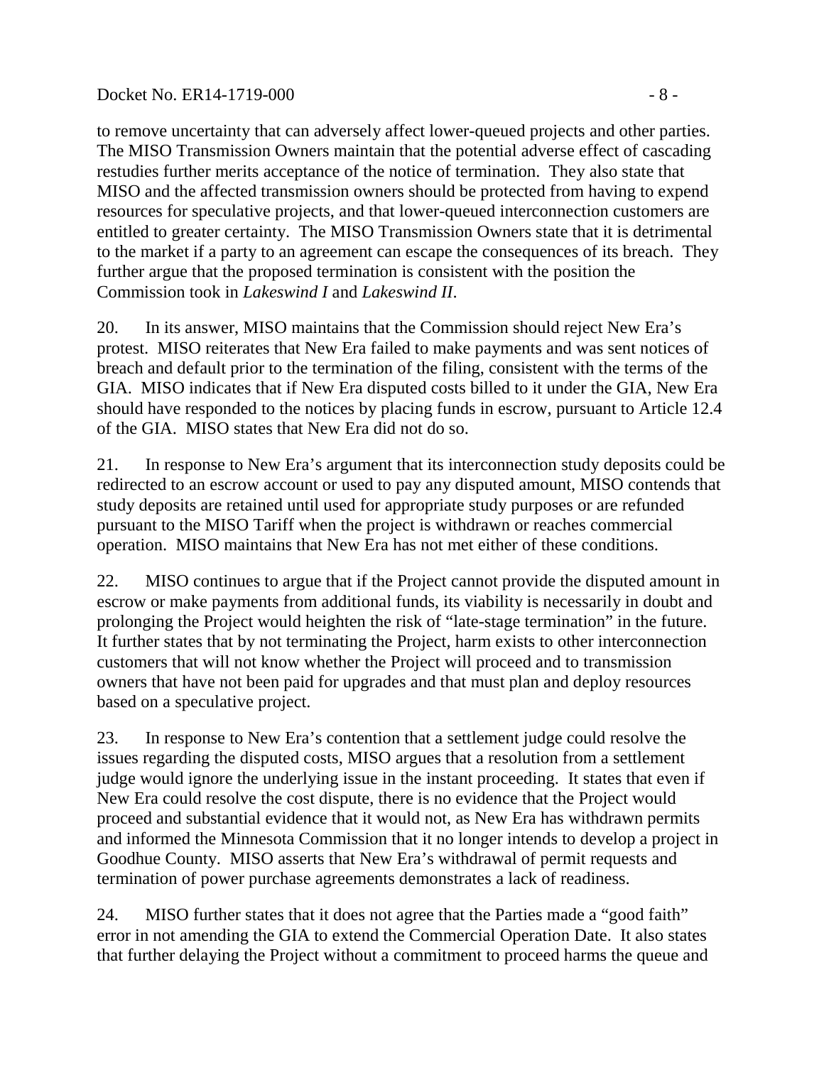to remove uncertainty that can adversely affect lower-queued projects and other parties. The MISO Transmission Owners maintain that the potential adverse effect of cascading restudies further merits acceptance of the notice of termination. They also state that MISO and the affected transmission owners should be protected from having to expend resources for speculative projects, and that lower-queued interconnection customers are entitled to greater certainty. The MISO Transmission Owners state that it is detrimental to the market if a party to an agreement can escape the consequences of its breach. They further argue that the proposed termination is consistent with the position the Commission took in *Lakeswind I* and *Lakeswind II*.

20. In its answer, MISO maintains that the Commission should reject New Era's protest. MISO reiterates that New Era failed to make payments and was sent notices of breach and default prior to the termination of the filing, consistent with the terms of the GIA. MISO indicates that if New Era disputed costs billed to it under the GIA, New Era should have responded to the notices by placing funds in escrow, pursuant to Article 12.4 of the GIA. MISO states that New Era did not do so.

21. In response to New Era's argument that its interconnection study deposits could be redirected to an escrow account or used to pay any disputed amount, MISO contends that study deposits are retained until used for appropriate study purposes or are refunded pursuant to the MISO Tariff when the project is withdrawn or reaches commercial operation. MISO maintains that New Era has not met either of these conditions.

22. MISO continues to argue that if the Project cannot provide the disputed amount in escrow or make payments from additional funds, its viability is necessarily in doubt and prolonging the Project would heighten the risk of "late-stage termination" in the future. It further states that by not terminating the Project, harm exists to other interconnection customers that will not know whether the Project will proceed and to transmission owners that have not been paid for upgrades and that must plan and deploy resources based on a speculative project.

23. In response to New Era's contention that a settlement judge could resolve the issues regarding the disputed costs, MISO argues that a resolution from a settlement judge would ignore the underlying issue in the instant proceeding. It states that even if New Era could resolve the cost dispute, there is no evidence that the Project would proceed and substantial evidence that it would not, as New Era has withdrawn permits and informed the Minnesota Commission that it no longer intends to develop a project in Goodhue County. MISO asserts that New Era's withdrawal of permit requests and termination of power purchase agreements demonstrates a lack of readiness.

24. MISO further states that it does not agree that the Parties made a "good faith" error in not amending the GIA to extend the Commercial Operation Date. It also states that further delaying the Project without a commitment to proceed harms the queue and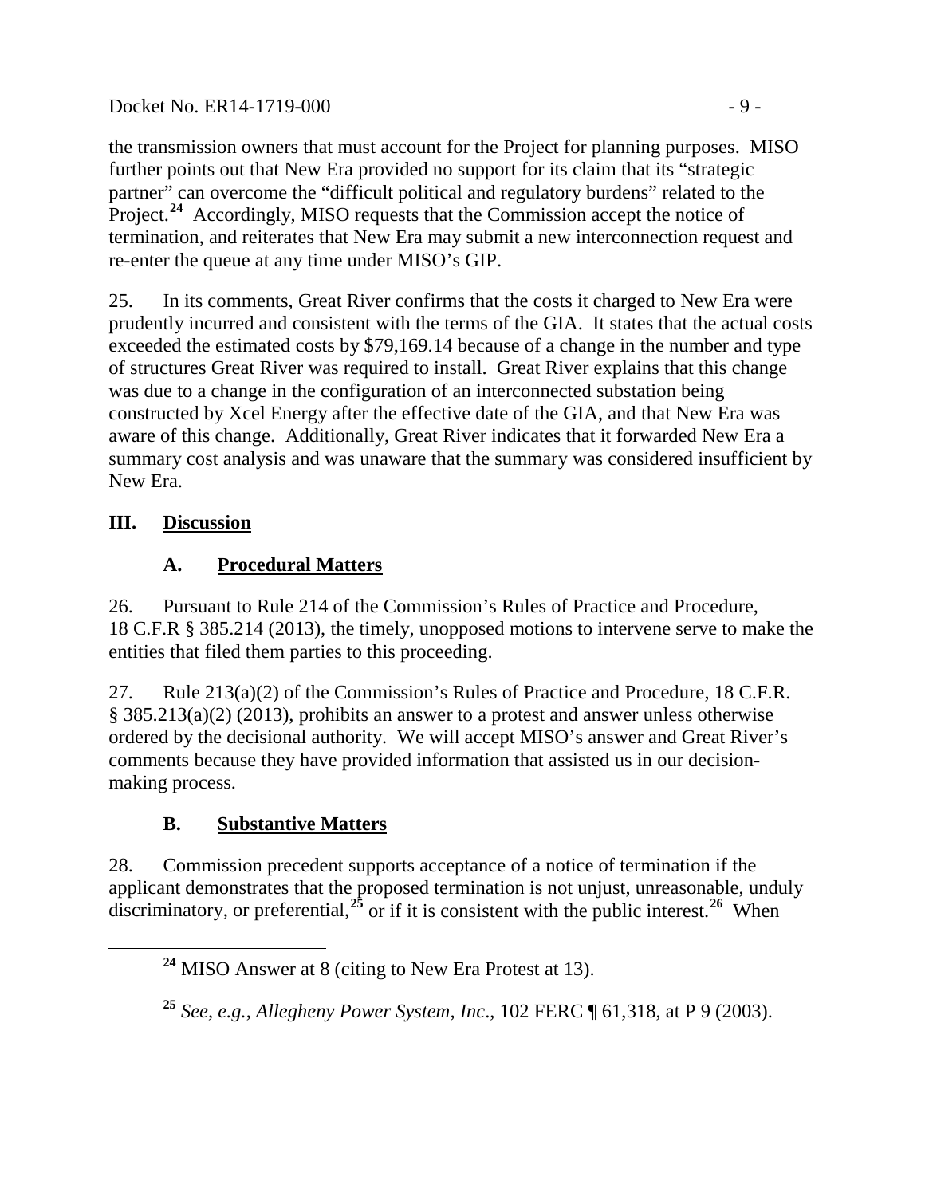the transmission owners that must account for the Project for planning purposes. MISO further points out that New Era provided no support for its claim that its "strategic partner" can overcome the "difficult political and regulatory burdens" related to the Project.[24] Accordingly, MISO requests that the Commission accept the notice of termination, and reiterates that New Era may submit a new interconnection request and re-enter the queue at any time under MISO's GIP.

25. In its comments, Great River confirms that the costs it charged to New Era were prudently incurred and consistent with the terms of the GIA. It states that the actual costs exceeded the estimated costs by $79,169.14 because of a change in the number and type of structures Great River was required to install. Great River explains that this change was due to a change in the configuration of an interconnected substation being constructed by Xcel Energy after the effective date of the GIA, and that New Era was aware of this change. Additionally, Great River indicates that it forwarded New Era a summary cost analysis and was unaware that the summary was considered insufficient by New Era.

## III. Discussion

### A. Procedural Matters

26. Pursuant to Rule 214 of the Commission's Rules of Practice and Procedure, 18 C.F.R § 385.214 (2013), the timely, unopposed motions to intervene serve to make the entities that filed them parties to this proceeding.

27. Rule 213(a)(2) of the Commission's Rules of Practice and Procedure, 18 C.F.R. § 385.213(a)(2) (2013), prohibits an answer to a protest and answer unless otherwise ordered by the decisional authority. We will accept MISO's answer and Great River's comments because they have provided information that assisted us in our decision-making process.

### B. Substantive Matters

28. Commission precedent supports acceptance of a notice of termination if the applicant demonstrates that the proposed termination is not unjust, unreasonable, unduly discriminatory, or preferential,[25] or if it is consistent with the public interest.[26] When

---

[24] MISO Answer at 8 (citing to New Era Protest at 13).

[25] *See, e.g.*, *Allegheny Power System, Inc*., 102 FERC ¶ 61,318, at P 9 (2003).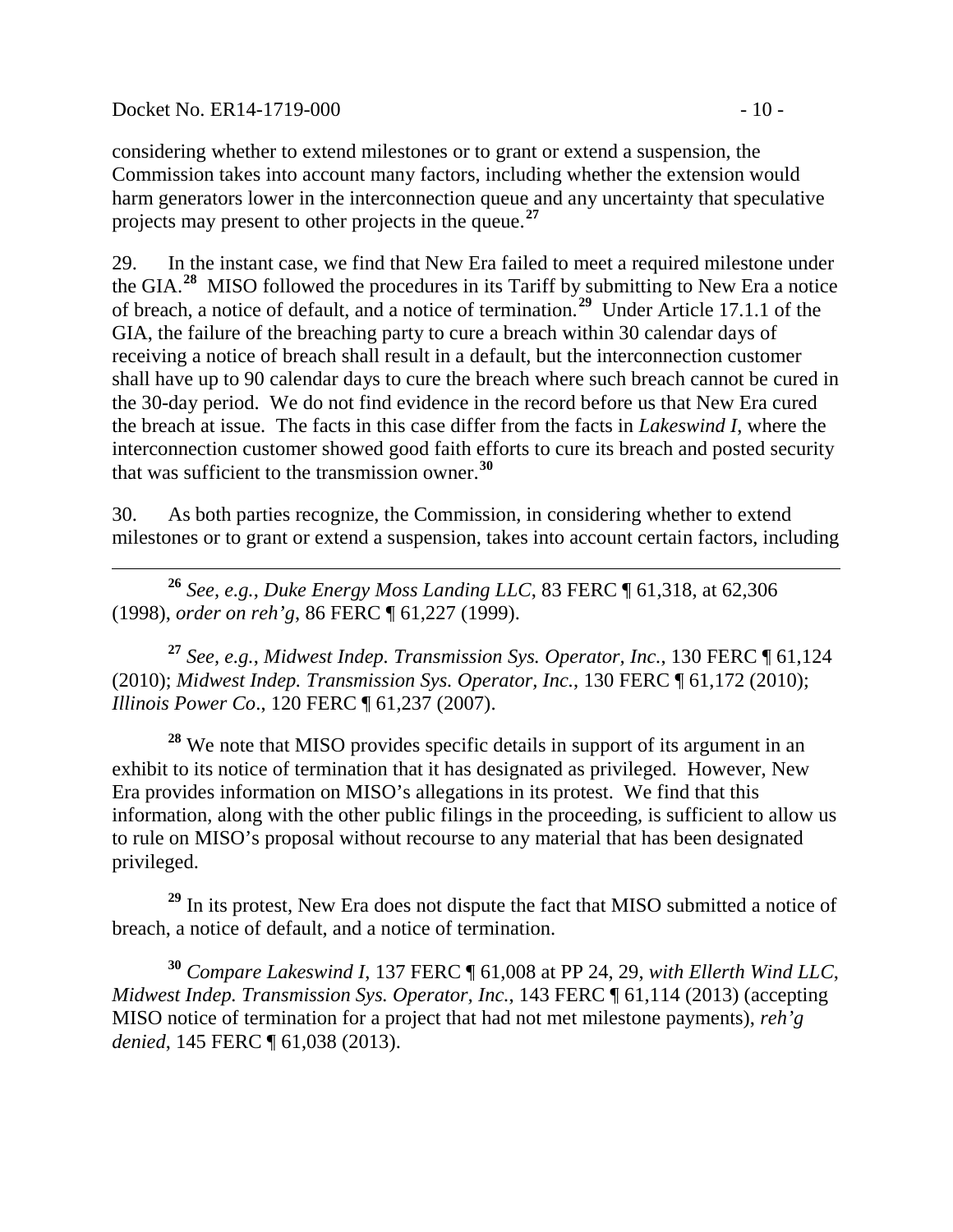considering whether to extend milestones or to grant or extend a suspension, the Commission takes into account many factors, including whether the extension would harm generators lower in the interconnection queue and any uncertainty that speculative projects may present to other projects in the queue.[27]

29. In the instant case, we find that New Era failed to meet a required milestone under the GIA.[28] MISO followed the procedures in its Tariff by submitting to New Era a notice of breach, a notice of default, and a notice of termination.[29] Under Article 17.1.1 of the GIA, the failure of the breaching party to cure a breach within 30 calendar days of receiving a notice of breach shall result in a default, but the interconnection customer shall have up to 90 calendar days to cure the breach where such breach cannot be cured in the 30-day period. We do not find evidence in the record before us that New Era cured the breach at issue. The facts in this case differ from the facts in *Lakeswind I*, where the interconnection customer showed good faith efforts to cure its breach and posted security that was sufficient to the transmission owner.[30]

30. As both parties recognize, the Commission, in considering whether to extend milestones or to grant or extend a suspension, takes into account certain factors, including

---

[26] *See, e.g.*, *Duke Energy Moss Landing LLC*, 83 FERC ¶ 61,318, at 62,306 (1998), *order on reh'g*, 86 FERC ¶ 61,227 (1999).

[27] *See, e.g.*, *Midwest Indep. Transmission Sys. Operator, Inc.*, 130 FERC ¶ 61,124 (2010); *Midwest Indep. Transmission Sys. Operator, Inc.*, 130 FERC ¶ 61,172 (2010); *Illinois Power Co*., 120 FERC ¶ 61,237 (2007).

[28] We note that MISO provides specific details in support of its argument in an exhibit to its notice of termination that it has designated as privileged. However, New Era provides information on MISO's allegations in its protest. We find that this information, along with the other public filings in the proceeding, is sufficient to allow us to rule on MISO's proposal without recourse to any material that has been designated privileged.

[29] In its protest, New Era does not dispute the fact that MISO submitted a notice of breach, a notice of default, and a notice of termination.

[30] *Compare Lakeswind I*, 137 FERC ¶ 61,008 at PP 24, 29, *with Ellerth Wind LLC*, *Midwest Indep. Transmission Sys. Operator, Inc.*, 143 FERC ¶ 61,114 (2013) (accepting MISO notice of termination for a project that had not met milestone payments), *reh'g denied*, 145 FERC ¶ 61,038 (2013).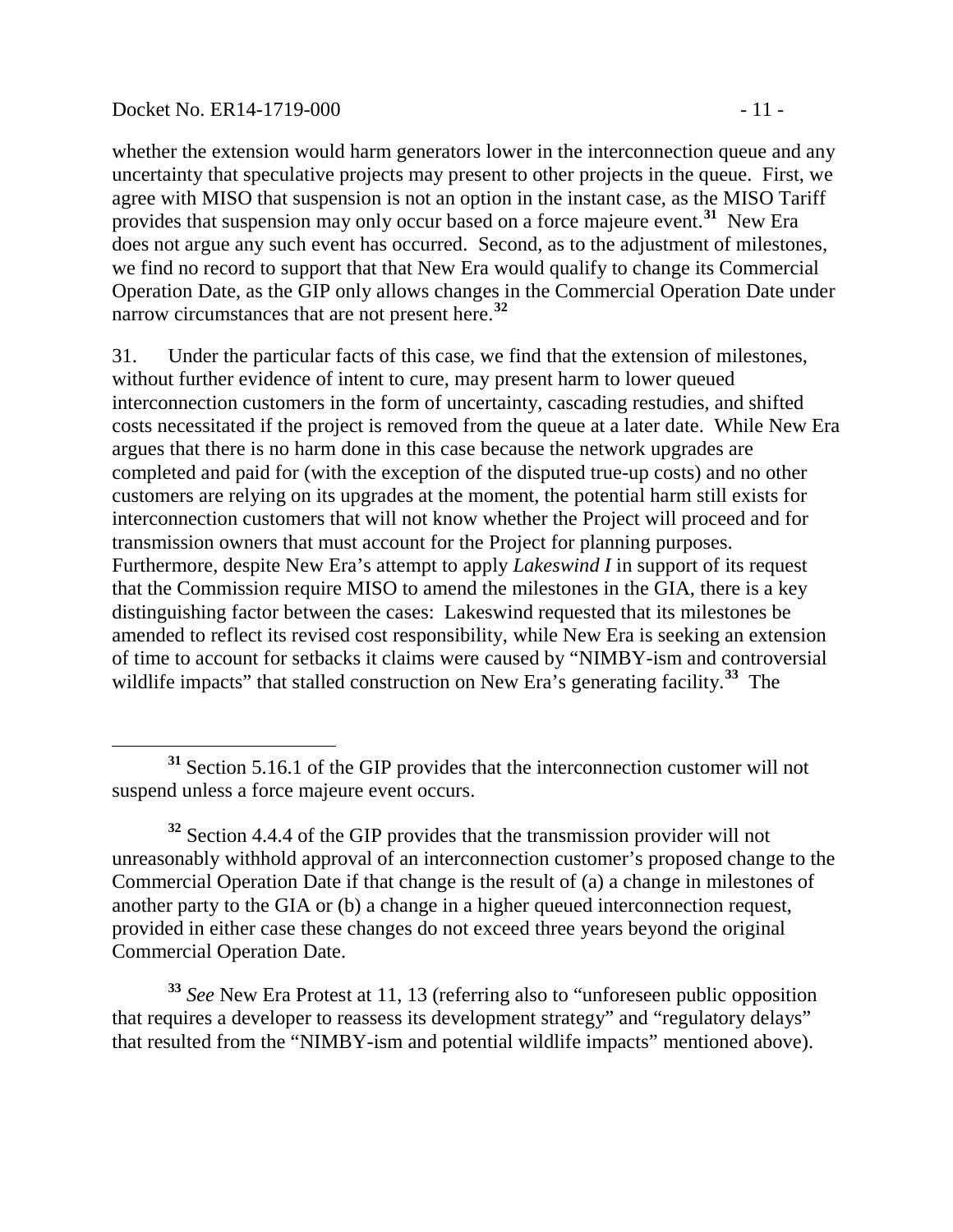whether the extension would harm generators lower in the interconnection queue and any uncertainty that speculative projects may present to other projects in the queue. First, we agree with MISO that suspension is not an option in the instant case, as the MISO Tariff provides that suspension may only occur based on a force majeure event.[31] New Era does not argue any such event has occurred. Second, as to the adjustment of milestones, we find no record to support that that New Era would qualify to change its Commercial Operation Date, as the GIP only allows changes in the Commercial Operation Date under narrow circumstances that are not present here.[32]

31. Under the particular facts of this case, we find that the extension of milestones, without further evidence of intent to cure, may present harm to lower queued interconnection customers in the form of uncertainty, cascading restudies, and shifted costs necessitated if the project is removed from the queue at a later date. While New Era argues that there is no harm done in this case because the network upgrades are completed and paid for (with the exception of the disputed true-up costs) and no other customers are relying on its upgrades at the moment, the potential harm still exists for interconnection customers that will not know whether the Project will proceed and for transmission owners that must account for the Project for planning purposes. Furthermore, despite New Era's attempt to apply *Lakeswind I* in support of its request that the Commission require MISO to amend the milestones in the GIA, there is a key distinguishing factor between the cases: Lakeswind requested that its milestones be amended to reflect its revised cost responsibility, while New Era is seeking an extension of time to account for setbacks it claims were caused by "NIMBY-ism and controversial wildlife impacts" that stalled construction on New Era's generating facility.[33] The

---

[31] Section 5.16.1 of the GIP provides that the interconnection customer will not suspend unless a force majeure event occurs.

[32] Section 4.4.4 of the GIP provides that the transmission provider will not unreasonably withhold approval of an interconnection customer's proposed change to the Commercial Operation Date if that change is the result of (a) a change in milestones of another party to the GIA or (b) a change in a higher queued interconnection request, provided in either case these changes do not exceed three years beyond the original Commercial Operation Date.

[33] *See* New Era Protest at 11, 13 (referring also to "unforeseen public opposition that requires a developer to reassess its development strategy" and "regulatory delays" that resulted from the "NIMBY-ism and potential wildlife impacts" mentioned above).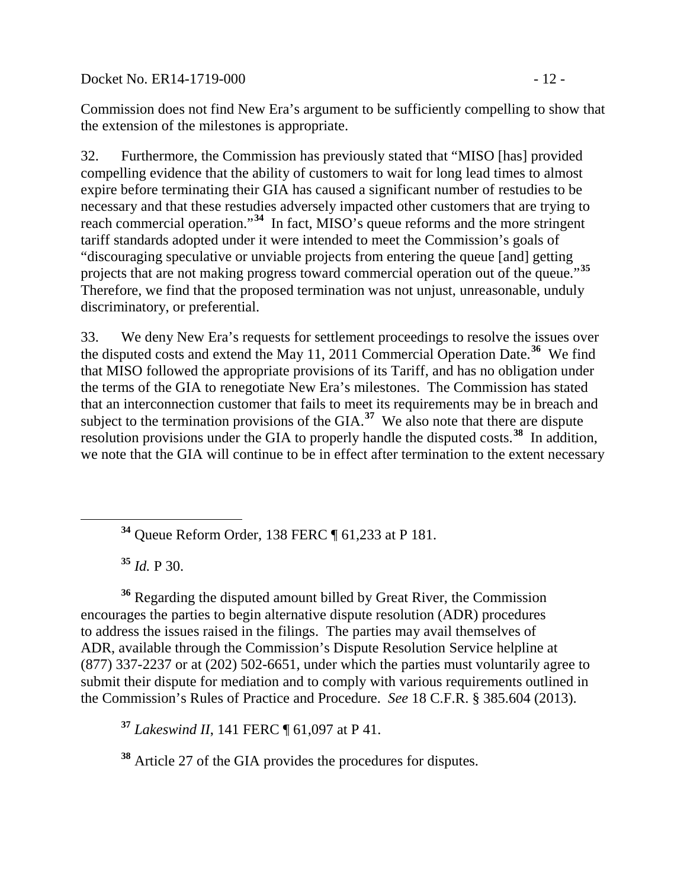Commission does not find New Era's argument to be sufficiently compelling to show that the extension of the milestones is appropriate.

32. Furthermore, the Commission has previously stated that "MISO [has] provided compelling evidence that the ability of customers to wait for long lead times to almost expire before terminating their GIA has caused a significant number of restudies to be necessary and that these restudies adversely impacted other customers that are trying to reach commercial operation."[34] In fact, MISO's queue reforms and the more stringent tariff standards adopted under it were intended to meet the Commission's goals of "discouraging speculative or unviable projects from entering the queue [and] getting projects that are not making progress toward commercial operation out of the queue."[35] Therefore, we find that the proposed termination was not unjust, unreasonable, unduly discriminatory, or preferential.

33. We deny New Era's requests for settlement proceedings to resolve the issues over the disputed costs and extend the May 11, 2011 Commercial Operation Date.[36] We find that MISO followed the appropriate provisions of its Tariff, and has no obligation under the terms of the GIA to renegotiate New Era's milestones. The Commission has stated that an interconnection customer that fails to meet its requirements may be in breach and subject to the termination provisions of the GIA.[37] We also note that there are dispute resolution provisions under the GIA to properly handle the disputed costs.[38] In addition, we note that the GIA will continue to be in effect after termination to the extent necessary

---

[34] Queue Reform Order, 138 FERC ¶ 61,233 at P 181.

[35] *Id.* P 30.

[36] Regarding the disputed amount billed by Great River, the Commission encourages the parties to begin alternative dispute resolution (ADR) procedures to address the issues raised in the filings. The parties may avail themselves of ADR, available through the Commission's Dispute Resolution Service helpline at (877) 337-2237 or at (202) 502-6651, under which the parties must voluntarily agree to submit their dispute for mediation and to comply with various requirements outlined in the Commission's Rules of Practice and Procedure. *See* 18 C.F.R. § 385.604 (2013).

[37] *Lakeswind II*, 141 FERC ¶ 61,097 at P 41.

[38] Article 27 of the GIA provides the procedures for disputes.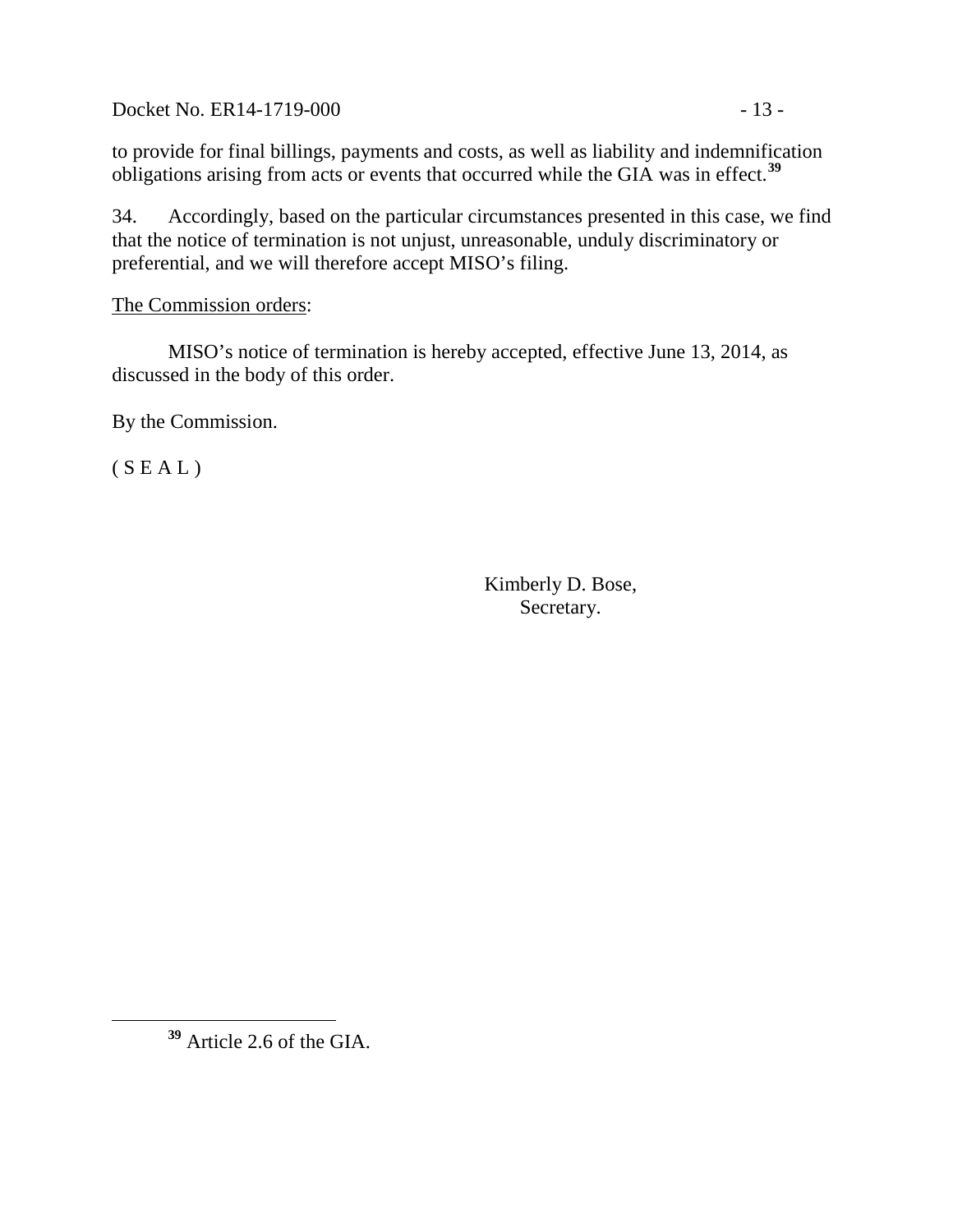to provide for final billings, payments and costs, as well as liability and indemnification obligations arising from acts or events that occurred while the GIA was in effect.[39]

34. Accordingly, based on the particular circumstances presented in this case, we find that the notice of termination is not unjust, unreasonable, unduly discriminatory or preferential, and we will therefore accept MISO's filing.

The Commission orders:

MISO's notice of termination is hereby accepted, effective June 13, 2014, as discussed in the body of this order.

By the Commission.

( S E A L )

Kimberly D. Bose,
Secretary.

---

[39] Article 2.6 of the GIA.